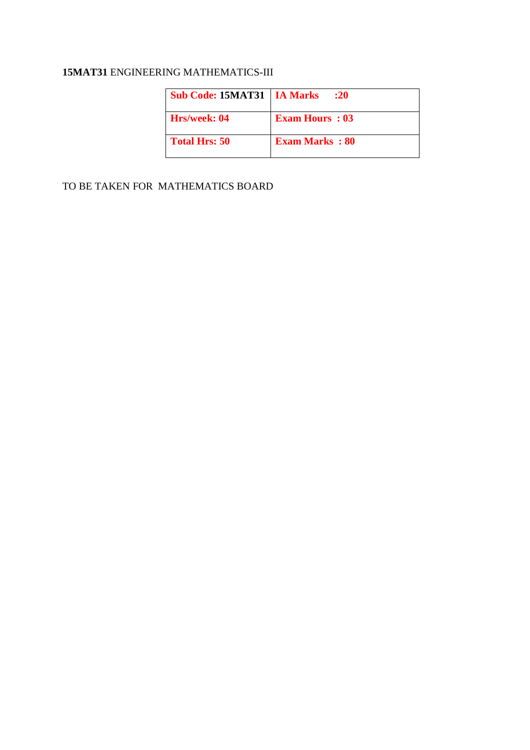**15MAT31** ENGINEERING MATHEMATICS-III

| **Sub Code: 15MAT31** | **IA Marks :20** |
|---|---|
| **Hrs/week: 04** | **Exam Hours : 03** |
| **Total Hrs: 50** | **Exam Marks : 80** |

TO BE TAKEN FOR MATHEMATICS BOARD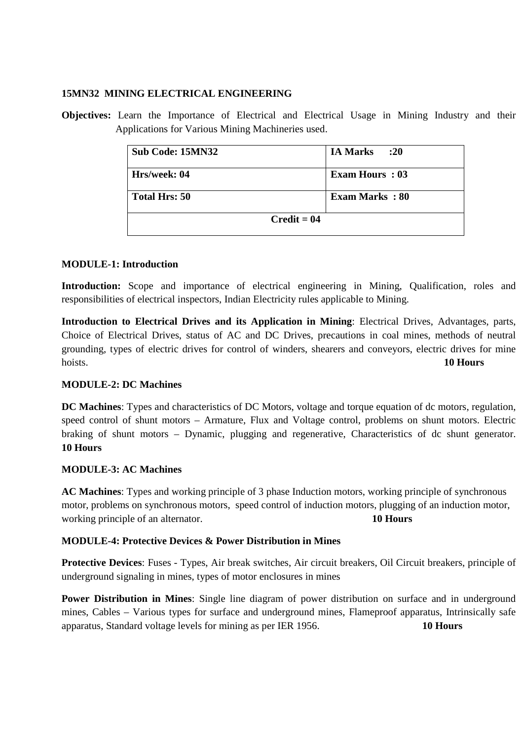**15MN32 MINING ELECTRICAL ENGINEERING**

**Objectives:** Learn the Importance of Electrical and Electrical Usage in Mining Industry and their Applications for Various Mining Machineries used.

| Sub Code: 15MN32 | IA Marks :20 |
|---|---|
| Hrs/week: 04 | Exam Hours : 03 |
| Total Hrs: 50 | Exam Marks : 80 |
| Credit = 04 | |

**MODULE-1: Introduction**

**Introduction:** Scope and importance of electrical engineering in Mining, Qualification, roles and responsibilities of electrical inspectors, Indian Electricity rules applicable to Mining.

**Introduction to Electrical Drives and its Application in Mining**: Electrical Drives, Advantages, parts, Choice of Electrical Drives, status of AC and DC Drives, precautions in coal mines, methods of neutral grounding, types of electric drives for control of winders, shearers and conveyors, electric drives for mine hoists. **10 Hours**

**MODULE-2: DC Machines**

**DC Machines**: Types and characteristics of DC Motors, voltage and torque equation of dc motors, regulation, speed control of shunt motors – Armature, Flux and Voltage control, problems on shunt motors. Electric braking of shunt motors – Dynamic, plugging and regenerative, Characteristics of dc shunt generator. **10 Hours**

**MODULE-3: AC Machines**

**AC Machines**: Types and working principle of 3 phase Induction motors, working principle of synchronous motor, problems on synchronous motors, speed control of induction motors, plugging of an induction motor, working principle of an alternator. **10 Hours**

**MODULE-4: Protective Devices & Power Distribution in Mines**

**Protective Devices**: Fuses - Types, Air break switches, Air circuit breakers, Oil Circuit breakers, principle of underground signaling in mines, types of motor enclosures in mines

**Power Distribution in Mines**: Single line diagram of power distribution on surface and in underground mines, Cables – Various types for surface and underground mines, Flameproof apparatus, Intrinsically safe apparatus, Standard voltage levels for mining as per IER 1956. **10 Hours**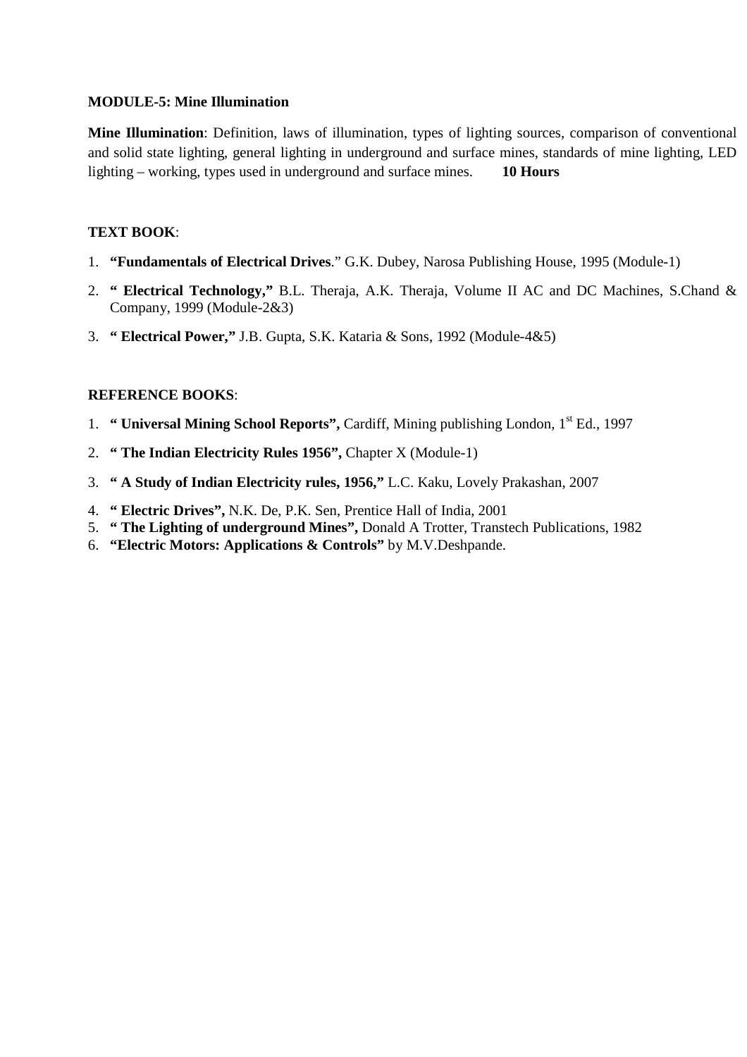**MODULE-5: Mine Illumination**

**Mine Illumination**: Definition, laws of illumination, types of lighting sources, comparison of conventional and solid state lighting, general lighting in underground and surface mines, standards of mine lighting, LED lighting – working, types used in underground and surface mines. **10 Hours**

**TEXT BOOK**:

1. **"Fundamentals of Electrical Drives**." G.K. Dubey, Narosa Publishing House, 1995 (Module-1)
2. **" Electrical Technology,"** B.L. Theraja, A.K. Theraja, Volume II AC and DC Machines, S.Chand & Company, 1999 (Module-2&3)
3. **" Electrical Power,"** J.B. Gupta, S.K. Kataria & Sons, 1992 (Module-4&5)

**REFERENCE BOOKS**:

1. **" Universal Mining School Reports",** Cardiff, Mining publishing London, 1st Ed., 1997
2. **" The Indian Electricity Rules 1956",** Chapter X (Module-1)
3. **" A Study of Indian Electricity rules, 1956,"** L.C. Kaku, Lovely Prakashan, 2007
4. **" Electric Drives",** N.K. De, P.K. Sen, Prentice Hall of India, 2001
5. **" The Lighting of underground Mines",** Donald A Trotter, Transtech Publications, 1982
6. **"Electric Motors: Applications & Controls"** by M.V.Deshpande.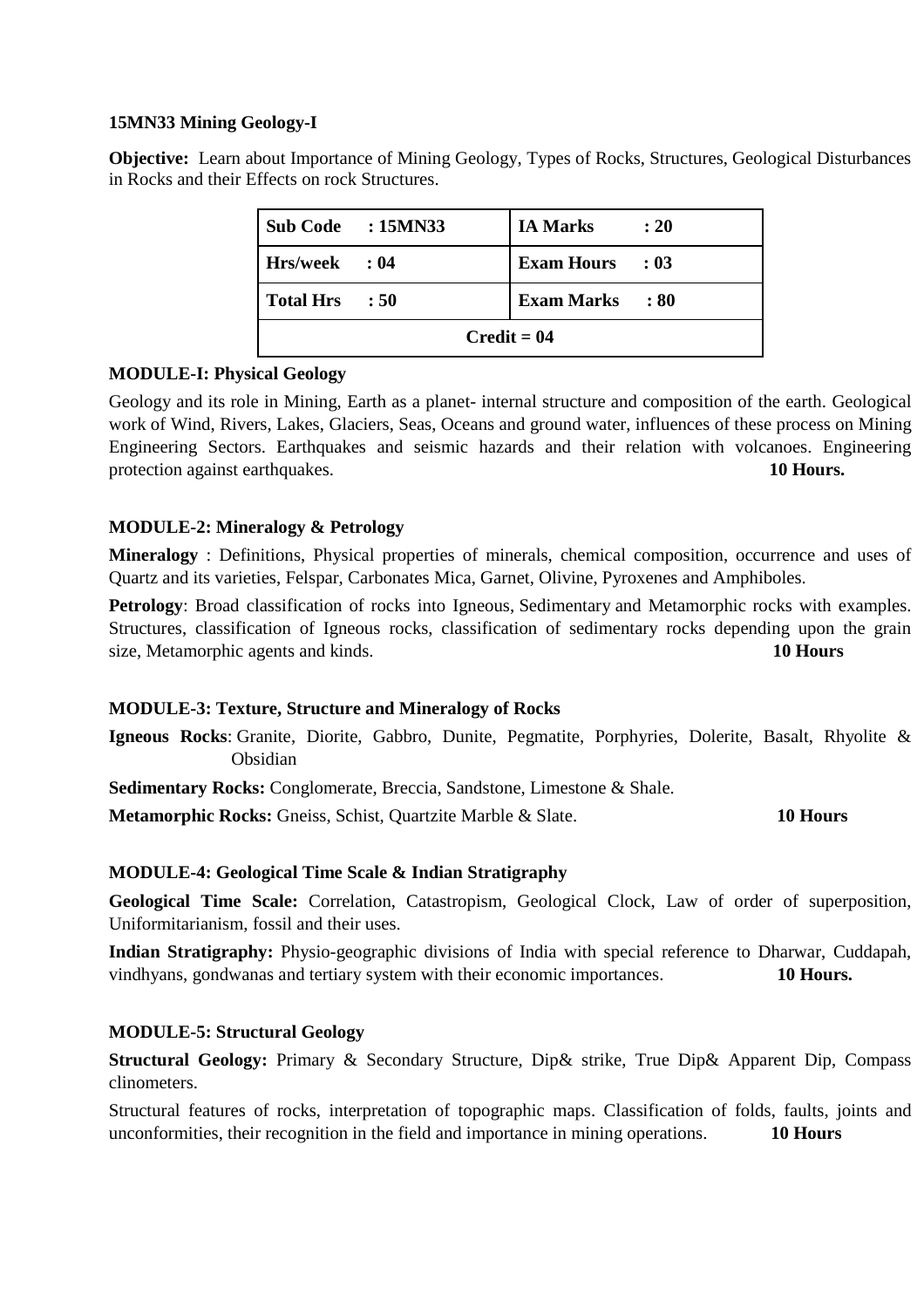**15MN33 Mining Geology-I**

**Objective:** Learn about Importance of Mining Geology, Types of Rocks, Structures, Geological Disturbances in Rocks and their Effects on rock Structures.

| **Sub Code : 15MN33** | **IA Marks : 20** |
|---|---|
| **Hrs/week : 04** | **Exam Hours : 03** |
| **Total Hrs : 50** | **Exam Marks : 80** |
| **Credit = 04** | |

**MODULE-I: Physical Geology**

Geology and its role in Mining, Earth as a planet- internal structure and composition of the earth. Geological work of Wind, Rivers, Lakes, Glaciers, Seas, Oceans and ground water, influences of these process on Mining Engineering Sectors. Earthquakes and seismic hazards and their relation with volcanoes. Engineering protection against earthquakes. **10 Hours.**

**MODULE-2: Mineralogy & Petrology**

**Mineralogy** : Definitions, Physical properties of minerals, chemical composition, occurrence and uses of Quartz and its varieties, Felspar, Carbonates Mica, Garnet, Olivine, Pyroxenes and Amphiboles.

**Petrology**: Broad classification of rocks into Igneous, Sedimentary and Metamorphic rocks with examples. Structures, classification of Igneous rocks, classification of sedimentary rocks depending upon the grain size, Metamorphic agents and kinds. **10 Hours**

**MODULE-3: Texture, Structure and Mineralogy of Rocks**

**Igneous Rocks**: Granite, Diorite, Gabbro, Dunite, Pegmatite, Porphyries, Dolerite, Basalt, Rhyolite & Obsidian

**Sedimentary Rocks:** Conglomerate, Breccia, Sandstone, Limestone & Shale.

**Metamorphic Rocks:** Gneiss, Schist, Quartzite Marble & Slate. **10 Hours**

**MODULE-4: Geological Time Scale & Indian Stratigraphy**

**Geological Time Scale:** Correlation, Catastropism, Geological Clock, Law of order of superposition, Uniformitarianism, fossil and their uses.

**Indian Stratigraphy:** Physio-geographic divisions of India with special reference to Dharwar, Cuddapah, vindhyans, gondwanas and tertiary system with their economic importances. **10 Hours.**

**MODULE-5: Structural Geology**

**Structural Geology:** Primary & Secondary Structure, Dip& strike, True Dip& Apparent Dip, Compass clinometers.

Structural features of rocks, interpretation of topographic maps. Classification of folds, faults, joints and unconformities, their recognition in the field and importance in mining operations. **10 Hours**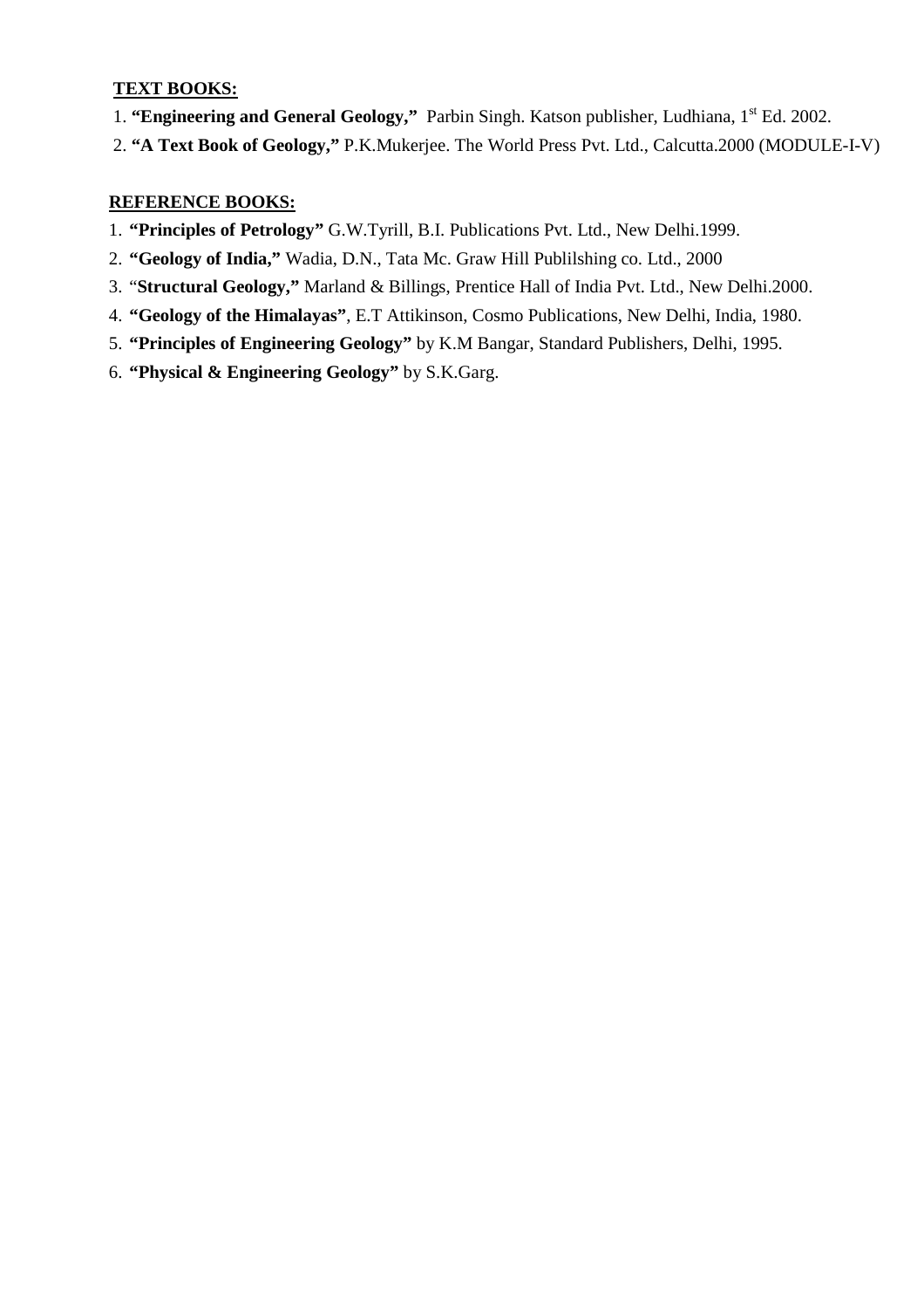**TEXT BOOKS:**

1. **"Engineering and General Geology,"** Parbin Singh. Katson publisher, Ludhiana, 1st Ed. 2002.
2. **"A Text Book of Geology,"** P.K.Mukerjee. The World Press Pvt. Ltd., Calcutta.2000 (MODULE-I-V)

**REFERENCE BOOKS:**

1. **"Principles of Petrology"** G.W.Tyrill, B.I. Publications Pvt. Ltd., New Delhi.1999.
2. **"Geology of India,"** Wadia, D.N., Tata Mc. Graw Hill Publilshing co. Ltd., 2000
3. "**Structural Geology,"** Marland & Billings, Prentice Hall of India Pvt. Ltd., New Delhi.2000.
4. **"Geology of the Himalayas"**, E.T Attikinson, Cosmo Publications, New Delhi, India, 1980.
5. **"Principles of Engineering Geology"** by K.M Bangar, Standard Publishers, Delhi, 1995.
6. **"Physical & Engineering Geology"** by S.K.Garg.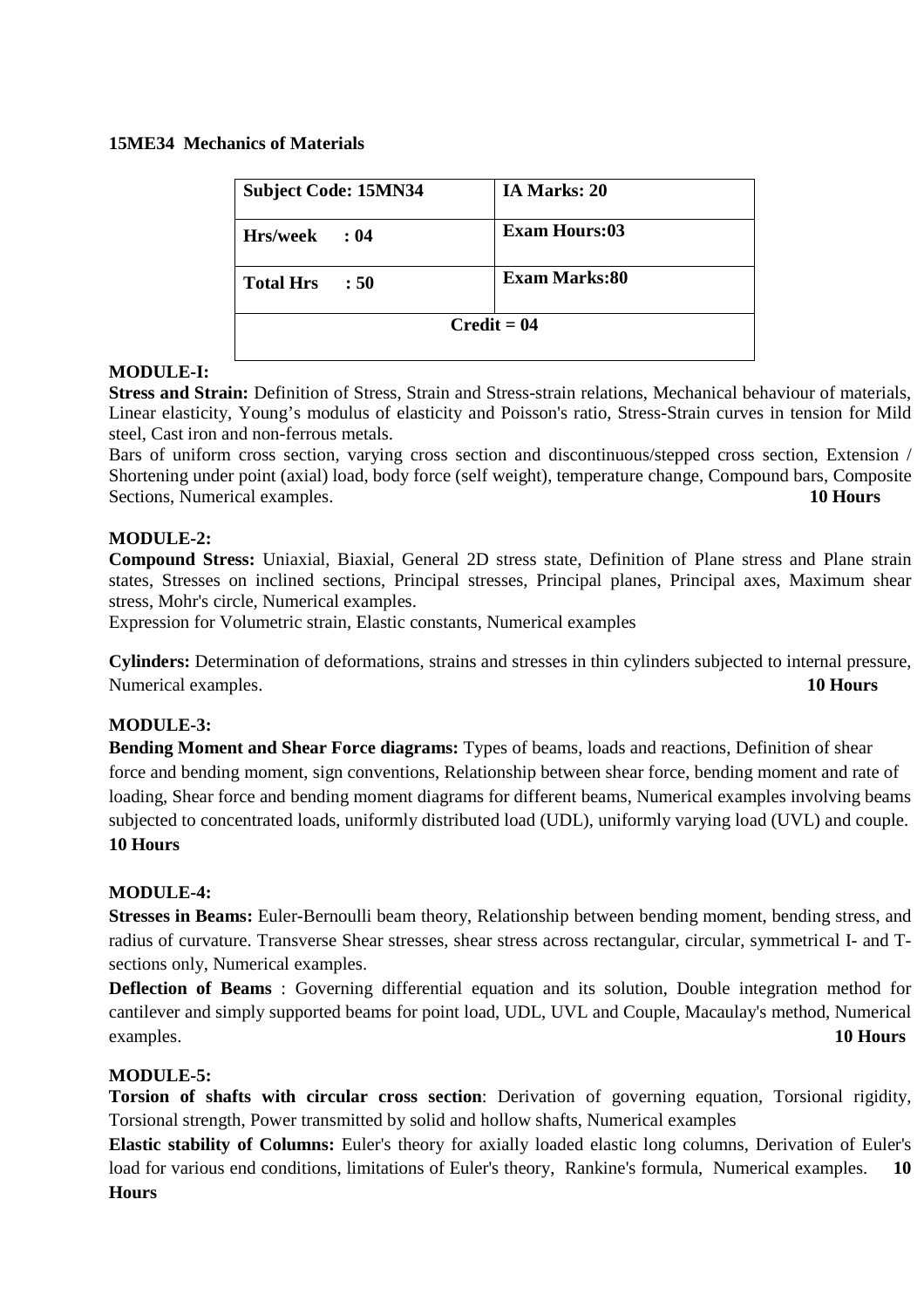**15ME34 Mechanics of Materials**

| Subject Code: 15MN34 | IA Marks: 20 |
| --- | --- |
| Hrs/week : 04 | Exam Hours:03 |
| Total Hrs : 50 | Exam Marks:80 |
| Credit = 04 | |

**MODULE-I:**

**Stress and Strain:** Definition of Stress, Strain and Stress-strain relations, Mechanical behaviour of materials, Linear elasticity, Young's modulus of elasticity and Poisson's ratio, Stress-Strain curves in tension for Mild steel, Cast iron and non-ferrous metals.

Bars of uniform cross section, varying cross section and discontinuous/stepped cross section, Extension / Shortening under point (axial) load, body force (self weight), temperature change, Compound bars, Composite Sections, Numerical examples. **10 Hours**

**MODULE-2:**

**Compound Stress:** Uniaxial, Biaxial, General 2D stress state, Definition of Plane stress and Plane strain states, Stresses on inclined sections, Principal stresses, Principal planes, Principal axes, Maximum shear stress, Mohr's circle, Numerical examples.

Expression for Volumetric strain, Elastic constants, Numerical examples

**Cylinders:** Determination of deformations, strains and stresses in thin cylinders subjected to internal pressure, Numerical examples. **10 Hours**

**MODULE-3:**

**Bending Moment and Shear Force diagrams:** Types of beams, loads and reactions, Definition of shear force and bending moment, sign conventions, Relationship between shear force, bending moment and rate of loading, Shear force and bending moment diagrams for different beams, Numerical examples involving beams subjected to concentrated loads, uniformly distributed load (UDL), uniformly varying load (UVL) and couple. **10 Hours**

**MODULE-4:**

**Stresses in Beams:** Euler-Bernoulli beam theory, Relationship between bending moment, bending stress, and radius of curvature. Transverse Shear stresses, shear stress across rectangular, circular, symmetrical I- and T-sections only, Numerical examples.

**Deflection of Beams** : Governing differential equation and its solution, Double integration method for cantilever and simply supported beams for point load, UDL, UVL and Couple, Macaulay's method, Numerical examples. **10 Hours**

**MODULE-5:**

**Torsion of shafts with circular cross section**: Derivation of governing equation, Torsional rigidity, Torsional strength, Power transmitted by solid and hollow shafts, Numerical examples

**Elastic stability of Columns:** Euler's theory for axially loaded elastic long columns, Derivation of Euler's load for various end conditions, limitations of Euler's theory, Rankine's formula, Numerical examples. **10 Hours**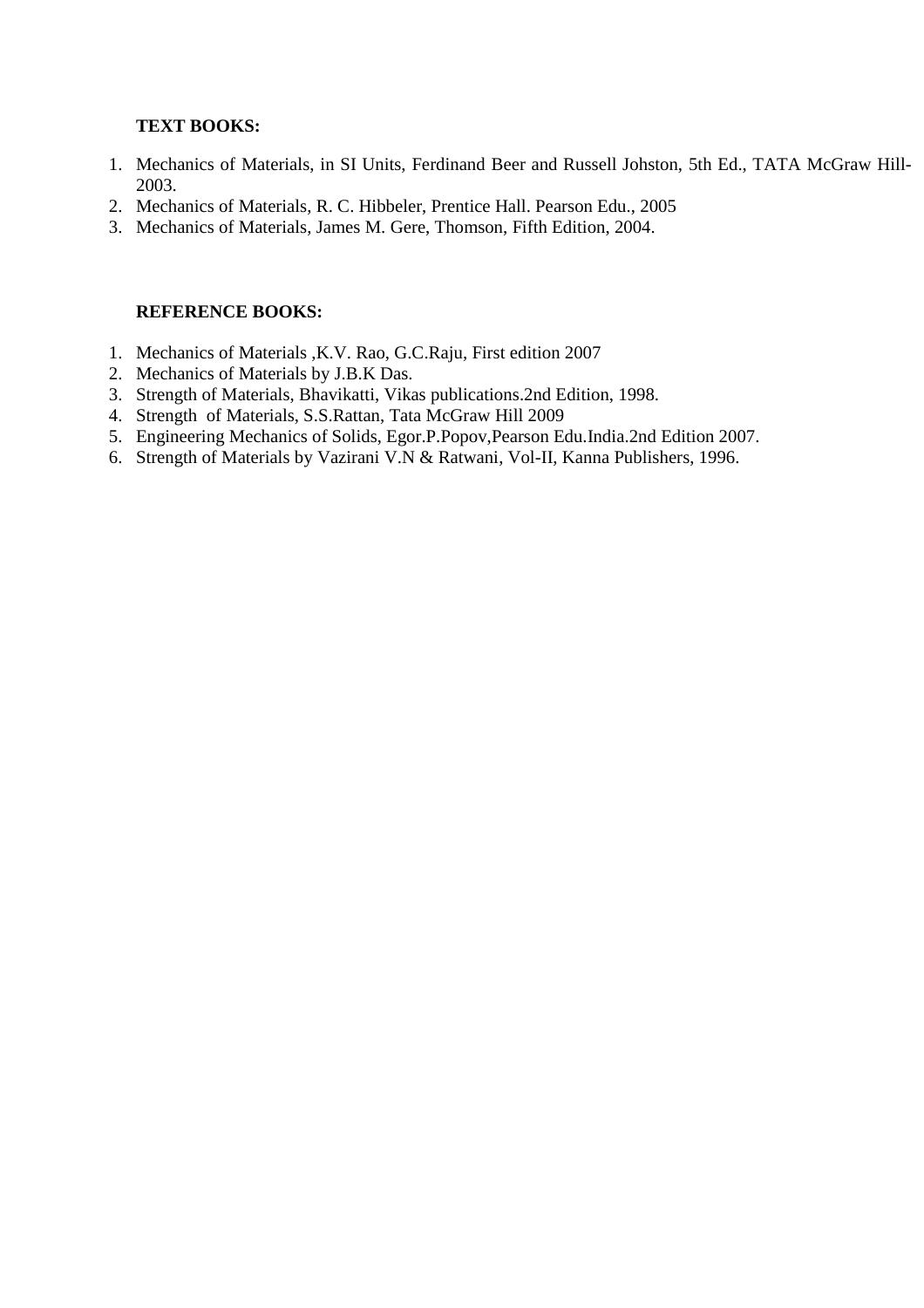**TEXT BOOKS:**

1. Mechanics of Materials, in SI Units, Ferdinand Beer and Russell Johston, 5th Ed., TATA McGraw Hill- 2003.
2. Mechanics of Materials, R. C. Hibbeler, Prentice Hall. Pearson Edu., 2005
3. Mechanics of Materials, James M. Gere, Thomson, Fifth Edition, 2004.

**REFERENCE BOOKS:**

1. Mechanics of Materials ,K.V. Rao, G.C.Raju, First edition 2007
2. Mechanics of Materials by J.B.K Das.
3. Strength of Materials, Bhavikatti, Vikas publications.2nd Edition, 1998.
4. Strength of Materials, S.S.Rattan, Tata McGraw Hill 2009
5. Engineering Mechanics of Solids, Egor.P.Popov,Pearson Edu.India.2nd Edition 2007.
6. Strength of Materials by Vazirani V.N & Ratwani, Vol-II, Kanna Publishers, 1996.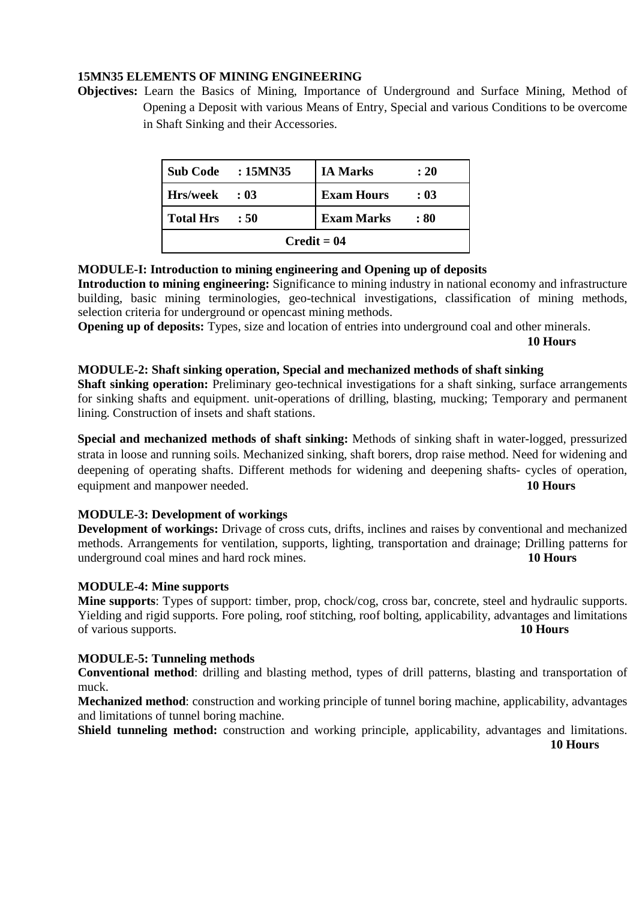**15MN35 ELEMENTS OF MINING ENGINEERING**

**Objectives:** Learn the Basics of Mining, Importance of Underground and Surface Mining, Method of Opening a Deposit with various Means of Entry, Special and various Conditions to be overcome in Shaft Sinking and their Accessories.

| **Sub Code** | **: 15MN35** | **IA Marks** | **: 20** |
|---|---|---|---|
| **Hrs/week** | **: 03** | **Exam Hours** | **: 03** |
| **Total Hrs** | **: 50** | **Exam Marks** | **: 80** |
| **Credit = 04** | | | |

**MODULE-I: Introduction to mining engineering and Opening up of deposits**

**Introduction to mining engineering:** Significance to mining industry in national economy and infrastructure building, basic mining terminologies, geo-technical investigations, classification of mining methods, selection criteria for underground or opencast mining methods.

**Opening up of deposits:** Types, size and location of entries into underground coal and other minerals.

**10 Hours**

**MODULE-2: Shaft sinking operation, Special and mechanized methods of shaft sinking**

**Shaft sinking operation:** Preliminary geo-technical investigations for a shaft sinking, surface arrangements for sinking shafts and equipment. unit-operations of drilling, blasting, mucking; Temporary and permanent lining. Construction of insets and shaft stations.

**Special and mechanized methods of shaft sinking:** Methods of sinking shaft in water-logged, pressurized strata in loose and running soils. Mechanized sinking, shaft borers, drop raise method. Need for widening and deepening of operating shafts. Different methods for widening and deepening shafts- cycles of operation, equipment and manpower needed. **10 Hours**

**MODULE-3: Development of workings**

**Development of workings:** Drivage of cross cuts, drifts, inclines and raises by conventional and mechanized methods. Arrangements for ventilation, supports, lighting, transportation and drainage; Drilling patterns for underground coal mines and hard rock mines. **10 Hours**

**MODULE-4: Mine supports**

**Mine supports**: Types of support: timber, prop, chock/cog, cross bar, concrete, steel and hydraulic supports. Yielding and rigid supports. Fore poling, roof stitching, roof bolting, applicability, advantages and limitations of various supports. **10 Hours**

**MODULE-5: Tunneling methods**

**Conventional method**: drilling and blasting method, types of drill patterns, blasting and transportation of muck.

**Mechanized method**: construction and working principle of tunnel boring machine, applicability, advantages and limitations of tunnel boring machine.

**Shield tunneling method:** construction and working principle, applicability, advantages and limitations.

**10 Hours**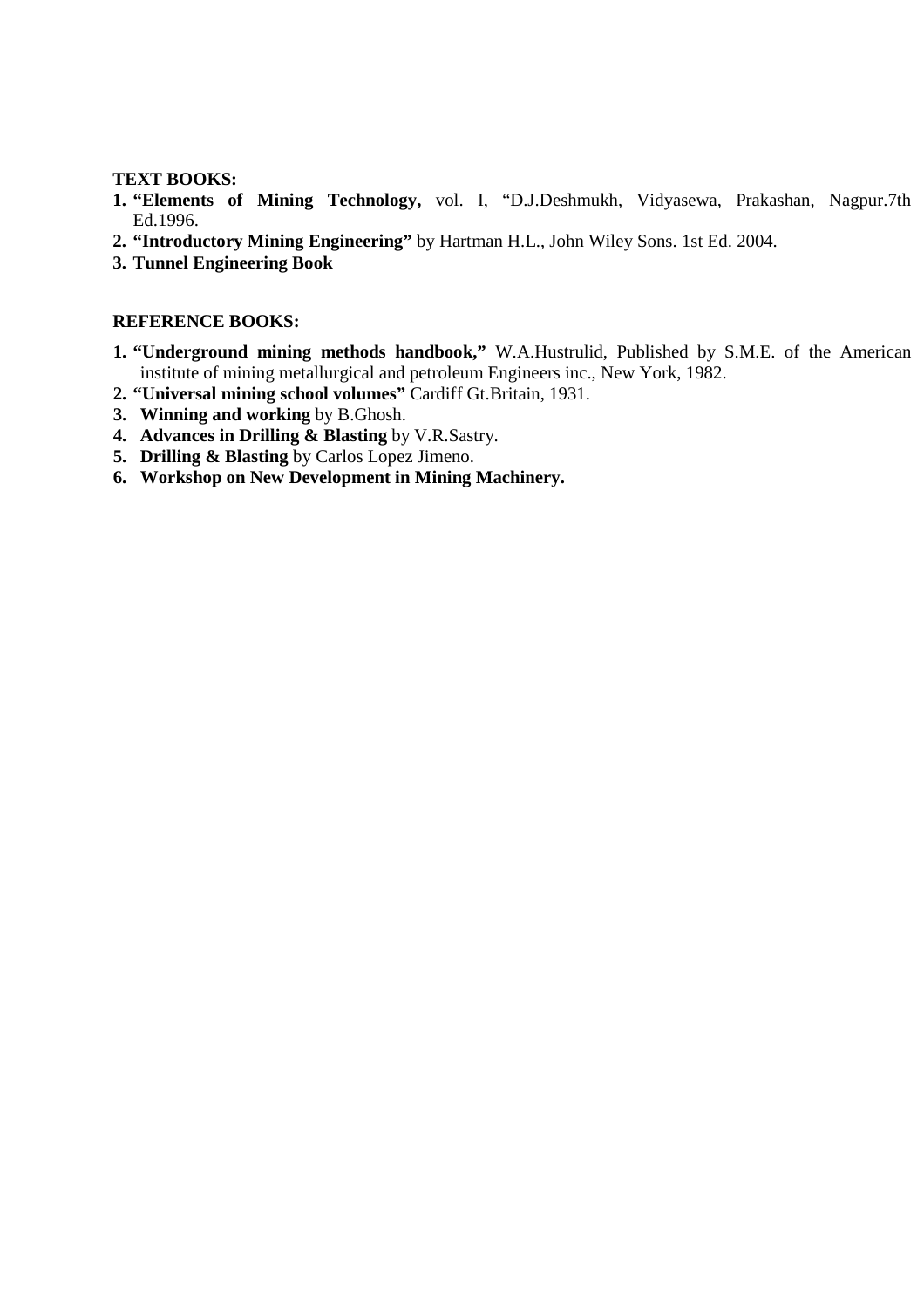**TEXT BOOKS:**

1. **“Elements of Mining Technology,** vol. I, “D.J.Deshmukh, Vidyasewa, Prakashan, Nagpur.7th Ed.1996.
2. **“Introductory Mining Engineering”** by Hartman H.L., John Wiley Sons. 1st Ed. 2004.
3. **Tunnel Engineering Book**

**REFERENCE BOOKS:**

1. **“Underground mining methods handbook,”** W.A.Hustrulid, Published by S.M.E. of the American institute of mining metallurgical and petroleum Engineers inc., New York, 1982.
2. **“Universal mining school volumes”** Cardiff Gt.Britain, 1931.
3. **Winning and working** by B.Ghosh.
4. **Advances in Drilling & Blasting** by V.R.Sastry.
5. **Drilling & Blasting** by Carlos Lopez Jimeno.
6. **Workshop on New Development in Mining Machinery.**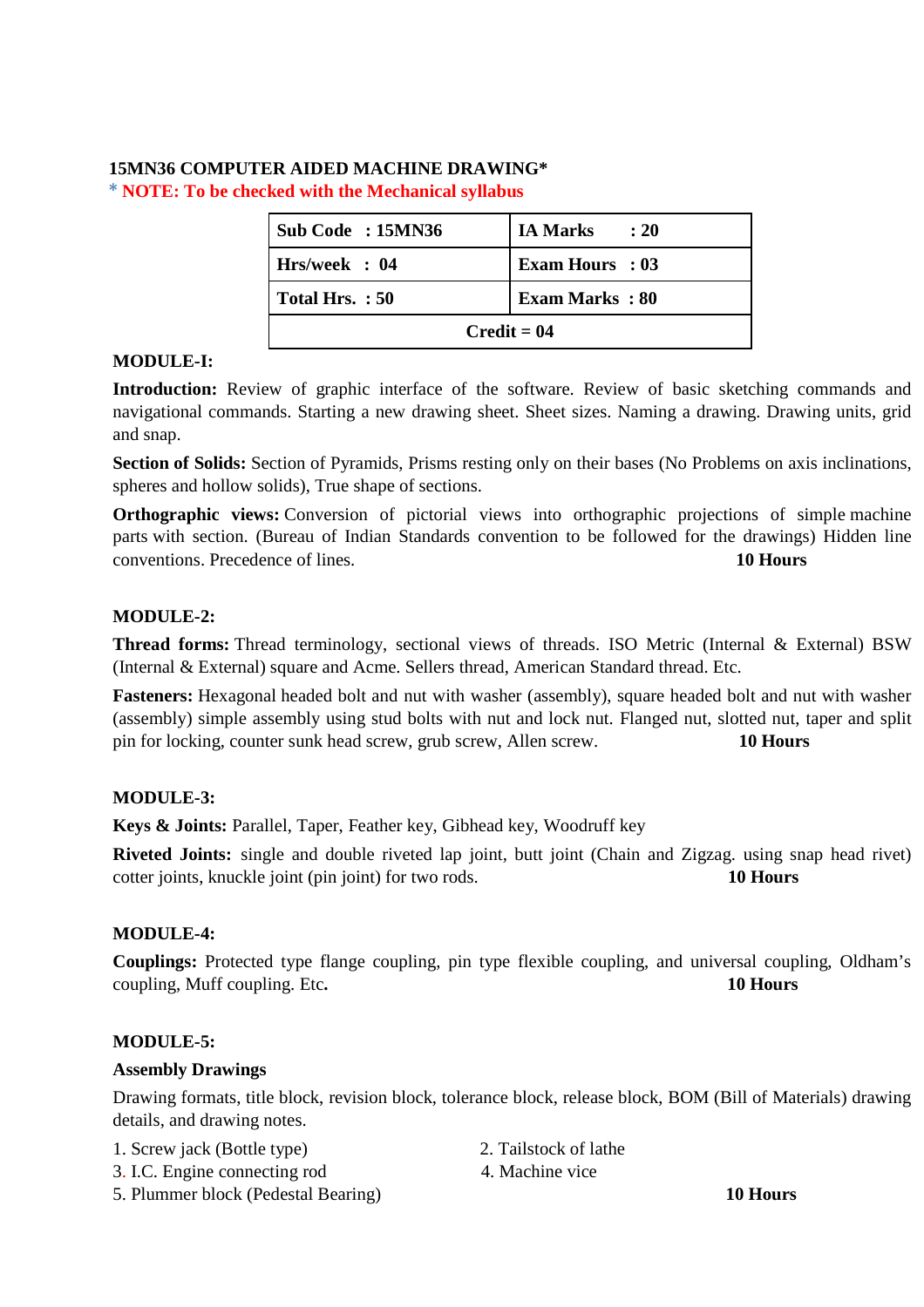**15MN36 COMPUTER AIDED MACHINE DRAWING***

* **NOTE: To be checked with the Mechanical syllabus**

| Sub Code : 15MN36 | IA Marks : 20 |
| --- | --- |
| Hrs/week : 04 | Exam Hours : 03 |
| Total Hrs. : 50 | Exam Marks : 80 |
| Credit = 04 | |

**MODULE-I:**

**Introduction:** Review of graphic interface of the software. Review of basic sketching commands and navigational commands. Starting a new drawing sheet. Sheet sizes. Naming a drawing. Drawing units, grid and snap.

**Section of Solids:** Section of Pyramids, Prisms resting only on their bases (No Problems on axis inclinations, spheres and hollow solids), True shape of sections.

**Orthographic views:** Conversion of pictorial views into orthographic projections of simple machine parts with section. (Bureau of Indian Standards convention to be followed for the drawings) Hidden line conventions. Precedence of lines. **10 Hours**

**MODULE-2:**

**Thread forms:** Thread terminology, sectional views of threads. ISO Metric (Internal & External) BSW (Internal & External) square and Acme. Sellers thread, American Standard thread. Etc.

**Fasteners:** Hexagonal headed bolt and nut with washer (assembly), square headed bolt and nut with washer (assembly) simple assembly using stud bolts with nut and lock nut. Flanged nut, slotted nut, taper and split pin for locking, counter sunk head screw, grub screw, Allen screw. **10 Hours**

**MODULE-3:**

**Keys & Joints:** Parallel, Taper, Feather key, Gibhead key, Woodruff key

**Riveted Joints:** single and double riveted lap joint, butt joint (Chain and Zigzag. using snap head rivet) cotter joints, knuckle joint (pin joint) for two rods. **10 Hours**

**MODULE-4:**

**Couplings:** Protected type flange coupling, pin type flexible coupling, and universal coupling, Oldham's coupling, Muff coupling. Etc**.** **10 Hours**

**MODULE-5:**

**Assembly Drawings**

Drawing formats, title block, revision block, tolerance block, release block, BOM (Bill of Materials) drawing details, and drawing notes.

1. Screw jack (Bottle type)
2. Tailstock of lathe
3. I.C. Engine connecting rod
4. Machine vice
5. Plummer block (Pedestal Bearing)

**10 Hours**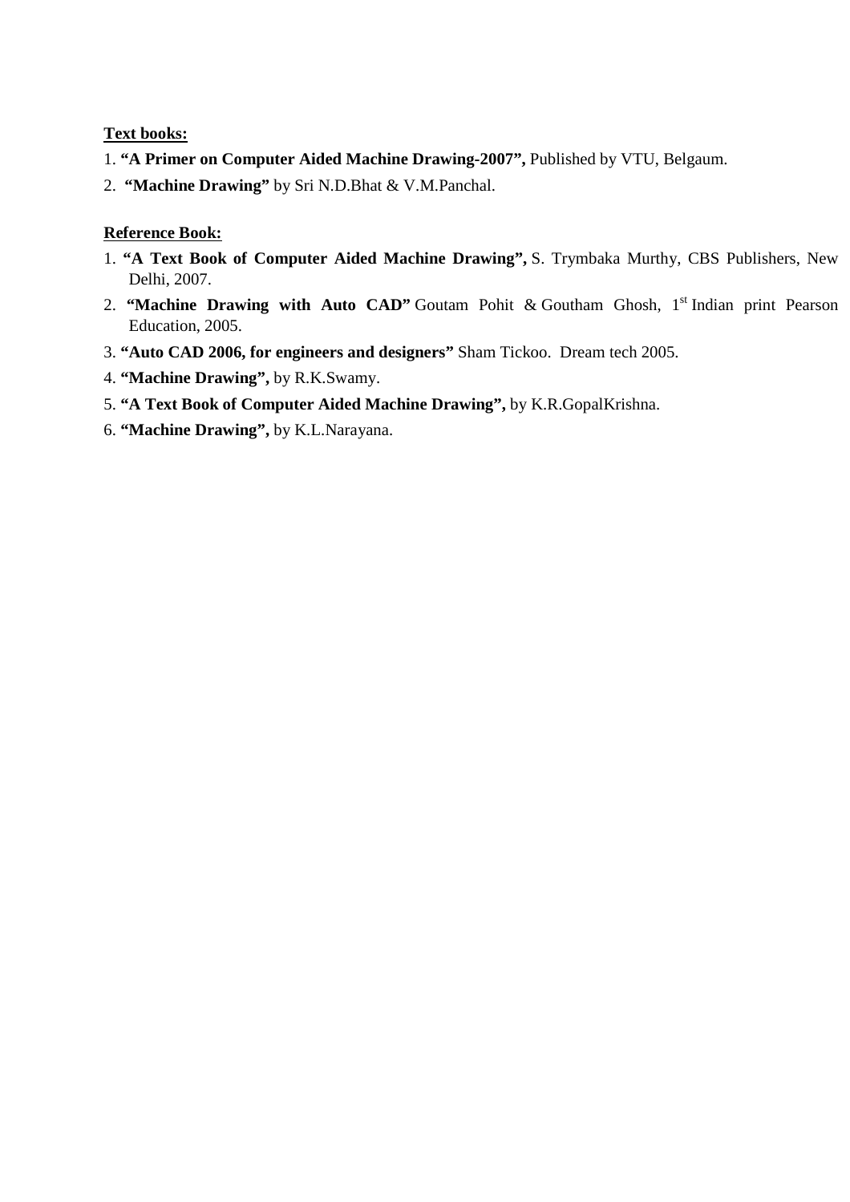**Text books:**

1. **"A Primer on Computer Aided Machine Drawing-2007",** Published by VTU, Belgaum.
2. **"Machine Drawing"** by Sri N.D.Bhat & V.M.Panchal.

**Reference Book:**

1. **"A Text Book of Computer Aided Machine Drawing",** S. Trymbaka Murthy, CBS Publishers, New Delhi, 2007.
2. **"Machine Drawing with Auto CAD"** Goutam Pohit & Goutham Ghosh, 1st Indian print Pearson Education, 2005.
3. **"Auto CAD 2006, for engineers and designers"** Sham Tickoo. Dream tech 2005.
4. **"Machine Drawing",** by R.K.Swamy.
5. **"A Text Book of Computer Aided Machine Drawing",** by K.R.GopalKrishna.
6. **"Machine Drawing",** by K.L.Narayana.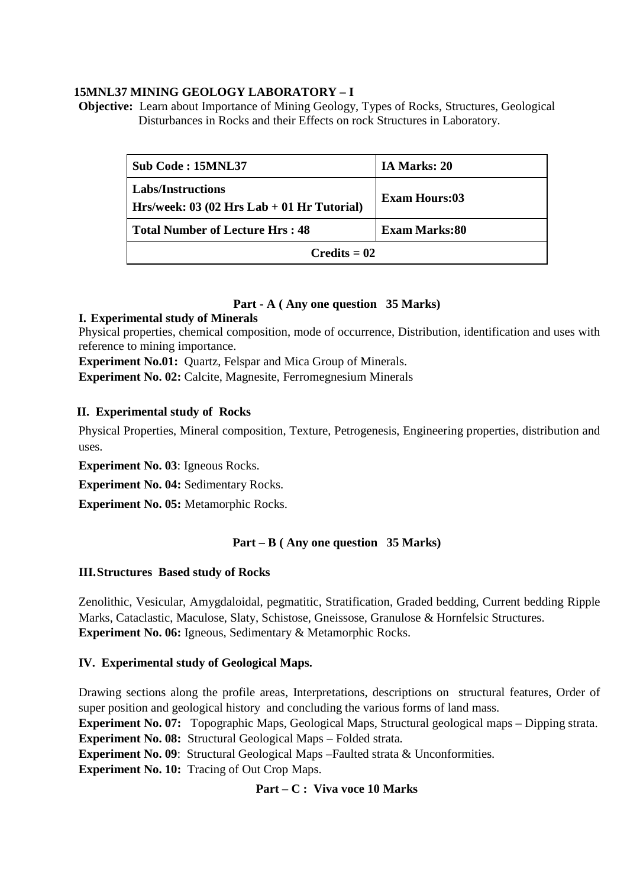## 15MNL37 MINING GEOLOGY LABORATORY – I

**Objective:** Learn about Importance of Mining Geology, Types of Rocks, Structures, Geological Disturbances in Rocks and their Effects on rock Structures in Laboratory.

| Sub Code : 15MNL37 | IA Marks: 20 |
|---|---|
| Labs/Instructions Hrs/week: 03 (02 Hrs Lab + 01 Hr Tutorial) | Exam Hours:03 |
| Total Number of Lecture Hrs : 48 | Exam Marks:80 |
| Credits = 02 | |

### Part - A ( Any one question 35 Marks)

**I. Experimental study of Minerals**

Physical properties, chemical composition, mode of occurrence, Distribution, identification and uses with reference to mining importance.

**Experiment No.01:** Quartz, Felspar and Mica Group of Minerals.

**Experiment No. 02:** Calcite, Magnesite, Ferromegnesium Minerals

**II. Experimental study of Rocks**

Physical Properties, Mineral composition, Texture, Petrogenesis, Engineering properties, distribution and uses.

**Experiment No. 03**: Igneous Rocks.

**Experiment No. 04:** Sedimentary Rocks.

**Experiment No. 05:** Metamorphic Rocks.

### Part – B ( Any one question 35 Marks)

**III. Structures Based study of Rocks**

Zenolithic, Vesicular, Amygdaloidal, pegmatitic, Stratification, Graded bedding, Current bedding Ripple Marks, Cataclastic, Maculose, Slaty, Schistose, Gneissose, Granulose & Hornfelsic Structures.

**Experiment No. 06:** Igneous, Sedimentary & Metamorphic Rocks.

**IV. Experimental study of Geological Maps.**

Drawing sections along the profile areas, Interpretations, descriptions on structural features, Order of super position and geological history and concluding the various forms of land mass.

**Experiment No. 07:** Topographic Maps, Geological Maps, Structural geological maps – Dipping strata.

**Experiment No. 08:** Structural Geological Maps – Folded strata.

**Experiment No. 09**: Structural Geological Maps –Faulted strata & Unconformities.

**Experiment No. 10:** Tracing of Out Crop Maps.

### Part – C : Viva voce 10 Marks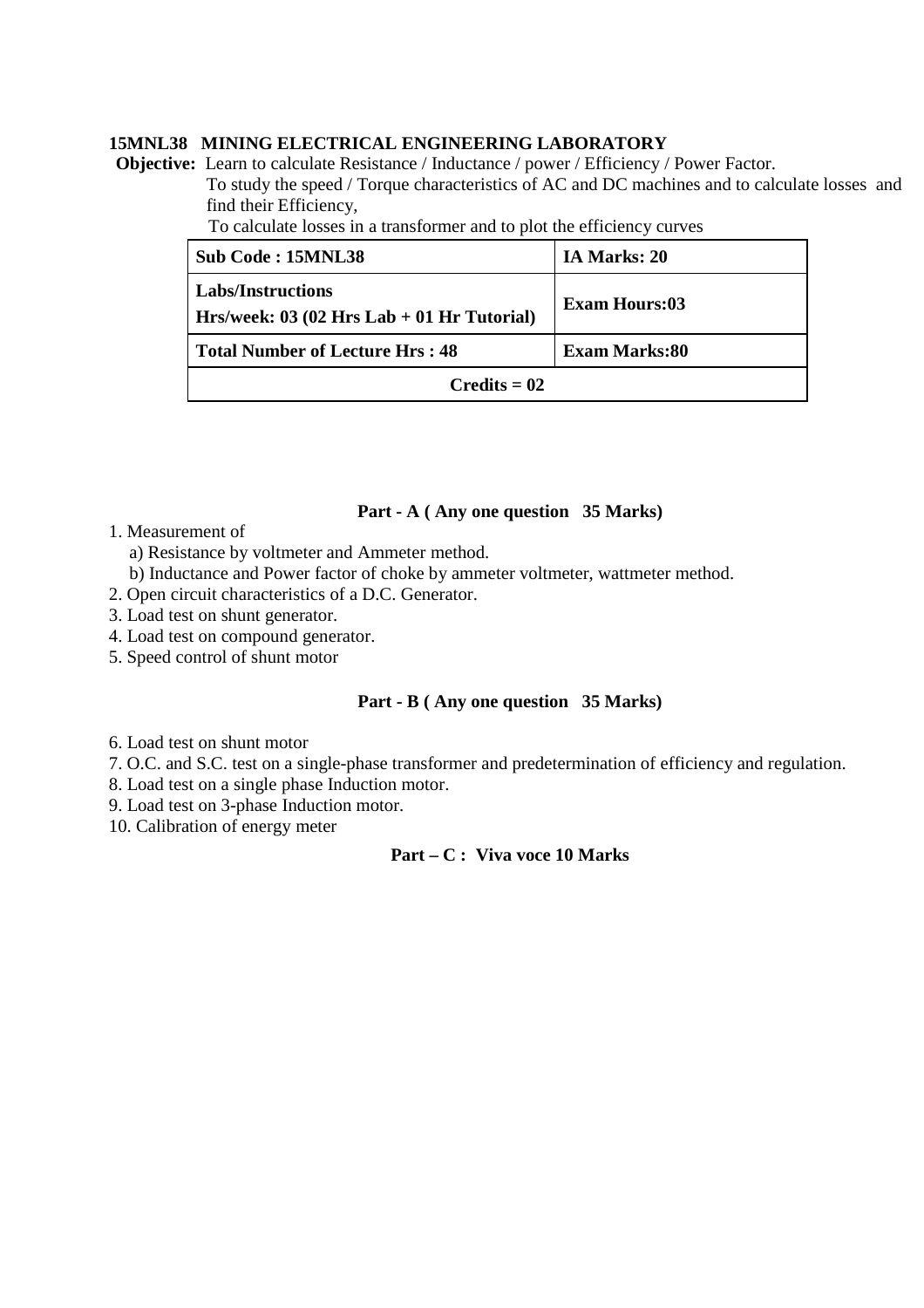**15MNL38 MINING ELECTRICAL ENGINEERING LABORATORY**

**Objective:** Learn to calculate Resistance / Inductance / power / Efficiency / Power Factor.
To study the speed / Torque characteristics of AC and DC machines and to calculate losses and find their Efficiency,
To calculate losses in a transformer and to plot the efficiency curves

| Sub Code : 15MNL38 | IA Marks: 20 |
|---|---|
| Labs/Instructions<br>Hrs/week: 03 (02 Hrs Lab + 01 Hr Tutorial) | Exam Hours:03 |
| Total Number of Lecture Hrs : 48 | Exam Marks:80 |
| Credits = 02 | |

**Part - A ( Any one question 35 Marks)**

1. Measurement of
   a) Resistance by voltmeter and Ammeter method.
   b) Inductance and Power factor of choke by ammeter voltmeter, wattmeter method.
2. Open circuit characteristics of a D.C. Generator.
3. Load test on shunt generator.
4. Load test on compound generator.
5. Speed control of shunt motor

**Part - B ( Any one question 35 Marks)**

6. Load test on shunt motor
7. O.C. and S.C. test on a single-phase transformer and predetermination of efficiency and regulation.
8. Load test on a single phase Induction motor.
9. Load test on 3-phase Induction motor.
10. Calibration of energy meter

**Part – C : Viva voce 10 Marks**